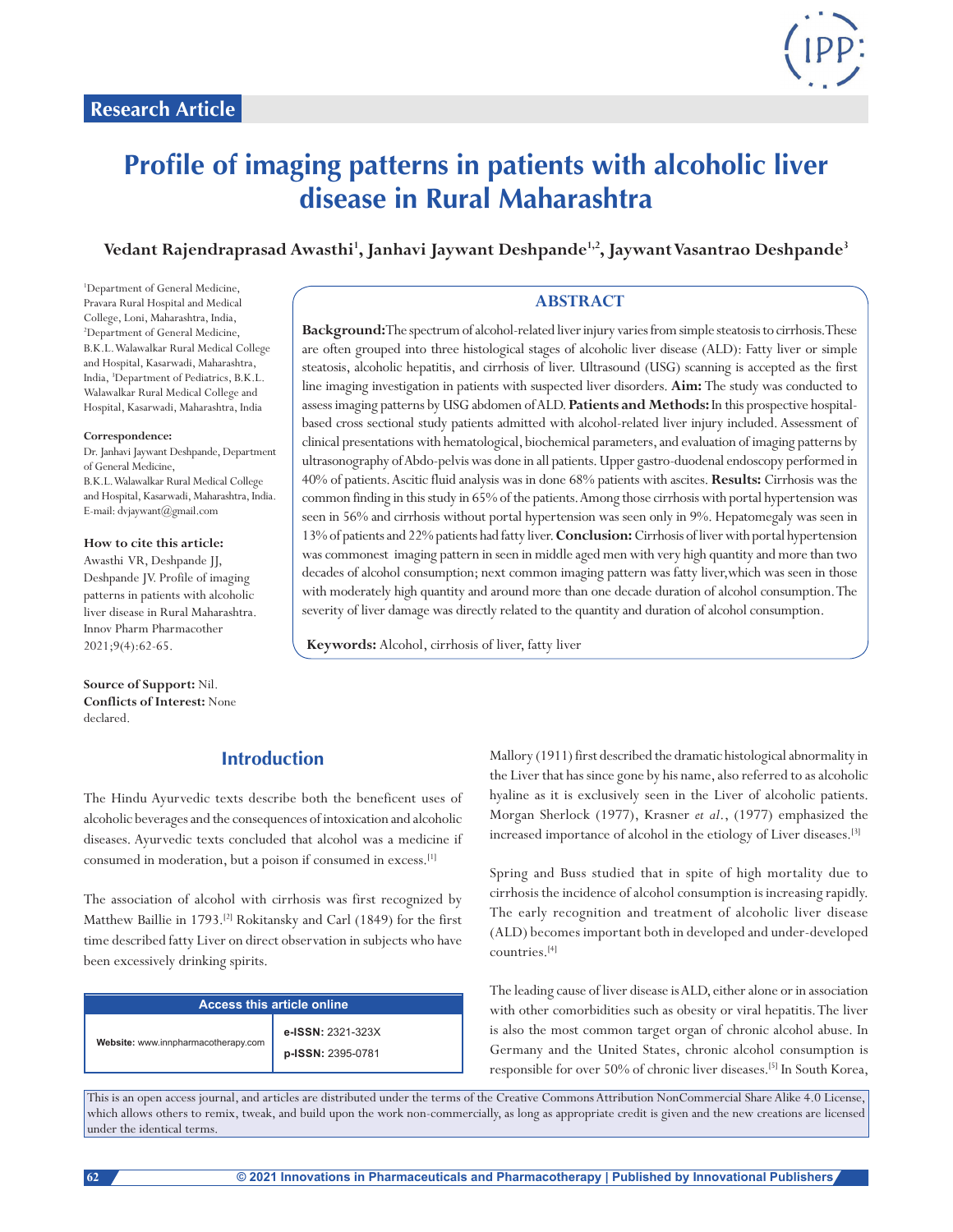Research Article

# Profile of imaging patterns in patients with alcoholic liver disease in Rural Maharashtra

**Vedant Rajendraprasad Awasthi[1], Janhavi Jaywant Deshpande[1,2], Jaywant Vasantrao Deshpande[3]**

[1]Department of General Medicine, Pravara Rural Hospital and Medical College, Loni, Maharashtra, India, [2]Department of General Medicine, B.K.L. Walawalkar Rural Medical College and Hospital, Kasarwadi, Maharashtra, India, [3]Department of Pediatrics, B.K.L. Walawalkar Rural Medical College and Hospital, Kasarwadi, Maharashtra, India

**Correspondence:**
Dr. Janhavi Jaywant Deshpande, Department of General Medicine, B.K.L. Walawalkar Rural Medical College and Hospital, Kasarwadi, Maharashtra, India. E-mail: dvjaywant@gmail.com

**How to cite this article:**
Awasthi VR, Deshpande JJ, Deshpande JV. Profile of imaging patterns in patients with alcoholic liver disease in Rural Maharashtra. Innov Pharm Pharmacother 2021;9(4):62-65.

**Source of Support:** Nil.
**Conflicts of Interest:** None declared.

## ABSTRACT

**Background:** The spectrum of alcohol-related liver injury varies from simple steatosis to cirrhosis. These are often grouped into three histological stages of alcoholic liver disease (ALD): Fatty liver or simple steatosis, alcoholic hepatitis, and cirrhosis of liver. Ultrasound (USG) scanning is accepted as the first line imaging investigation in patients with suspected liver disorders. **Aim:** The study was conducted to assess imaging patterns by USG abdomen of ALD. **Patients and Methods:** In this prospective hospital-based cross sectional study patients admitted with alcohol-related liver injury included. Assessment of clinical presentations with hematological, biochemical parameters, and evaluation of imaging patterns by ultrasonography of Abdo-pelvis was done in all patients. Upper gastro-duodenal endoscopy performed in 40% of patients. Ascitic fluid analysis was in done 68% patients with ascites. **Results:** Cirrhosis was the common finding in this study in 65% of the patients. Among those cirrhosis with portal hypertension was seen in 56% and cirrhosis without portal hypertension was seen only in 9%. Hepatomegaly was seen in 13% of patients and 22% patients had fatty liver. **Conclusion:** Cirrhosis of liver with portal hypertension was commonest imaging pattern in seen in middle aged men with very high quantity and more than two decades of alcohol consumption; next common imaging pattern was fatty liver, which was seen in those with moderately high quantity and around more than one decade duration of alcohol consumption. The severity of liver damage was directly related to the quantity and duration of alcohol consumption.

**Keywords:** Alcohol, cirrhosis of liver, fatty liver

## Introduction

The Hindu Ayurvedic texts describe both the beneficent uses of alcoholic beverages and the consequences of intoxication and alcoholic diseases. Ayurvedic texts concluded that alcohol was a medicine if consumed in moderation, but a poison if consumed in excess.[1]

The association of alcohol with cirrhosis was first recognized by Matthew Baillie in 1793.[2] Rokitansky and Carl (1849) for the first time described fatty Liver on direct observation in subjects who have been excessively drinking spirits.

| Access this article online | |
|---|---|
| Website: www.innpharmacotherapy.com | e-ISSN: 2321-323X<br>p-ISSN: 2395-0781 |

Mallory (1911) first described the dramatic histological abnormality in the Liver that has since gone by his name, also referred to as alcoholic hyaline as it is exclusively seen in the Liver of alcoholic patients. Morgan Sherlock (1977), Krasner *et al.*, (1977) emphasized the increased importance of alcohol in the etiology of Liver diseases.[3]

Spring and Buss studied that in spite of high mortality due to cirrhosis the incidence of alcohol consumption is increasing rapidly. The early recognition and treatment of alcoholic liver disease (ALD) becomes important both in developed and under-developed countries.[4]

The leading cause of liver disease is ALD, either alone or in association with other comorbidities such as obesity or viral hepatitis. The liver is also the most common target organ of chronic alcohol abuse. In Germany and the United States, chronic alcohol consumption is responsible for over 50% of chronic liver diseases.[5] In South Korea,

This is an open access journal, and articles are distributed under the terms of the Creative Commons Attribution NonCommercial Share Alike 4.0 License, which allows others to remix, tweak, and build upon the work non-commercially, as long as appropriate credit is given and the new creations are licensed under the identical terms.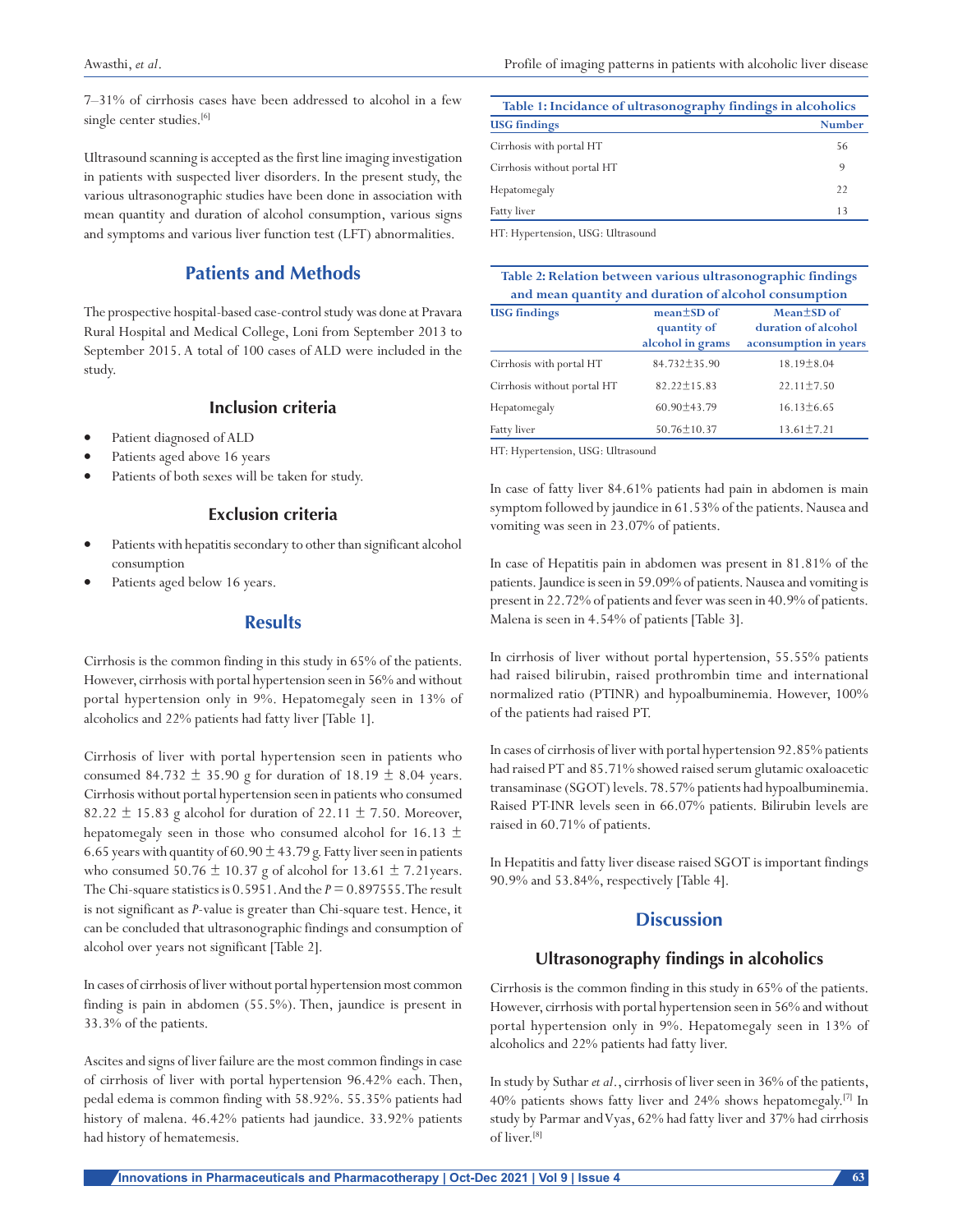7–31% of cirrhosis cases have been addressed to alcohol in a few single center studies.[6]

Ultrasound scanning is accepted as the first line imaging investigation in patients with suspected liver disorders. In the present study, the various ultrasonographic studies have been done in association with mean quantity and duration of alcohol consumption, various signs and symptoms and various liver function test (LFT) abnormalities.

## Patients and Methods

The prospective hospital-based case-control study was done at Pravara Rural Hospital and Medical College, Loni from September 2013 to September 2015. A total of 100 cases of ALD were included in the study.

### Inclusion criteria

- Patient diagnosed of ALD
- Patients aged above 16 years
- Patients of both sexes will be taken for study.

### Exclusion criteria

- Patients with hepatitis secondary to other than significant alcohol consumption
- Patients aged below 16 years.

## Results

Cirrhosis is the common finding in this study in 65% of the patients. However, cirrhosis with portal hypertension seen in 56% and without portal hypertension only in 9%. Hepatomegaly seen in 13% of alcoholics and 22% patients had fatty liver [Table 1].

**Table 1: Incidance of ultrasonography findings in alcoholics**

| USG findings | Number |
|---|---|
| Cirrhosis with portal HT | 56 |
| Cirrhosis without portal HT | 9 |
| Hepatomegaly | 22 |
| Fatty liver | 13 |

HT: Hypertension, USG: Ultrasound

Cirrhosis of liver with portal hypertension seen in patients who consumed 84.732 ± 35.90 g for duration of 18.19 ± 8.04 years. Cirrhosis without portal hypertension seen in patients who consumed 82.22 ± 15.83 g alcohol for duration of 22.11 ± 7.50. Moreover, hepatomegaly seen in those who consumed alcohol for 16.13 ± 6.65 years with quantity of 60.90 ± 43.79 g. Fatty liver seen in patients who consumed 50.76 ± 10.37 g of alcohol for 13.61 ± 7.21years. The Chi-square statistics is 0.5951. And the $P = 0.897555$. The result is not significant as *P*-value is greater than Chi-square test. Hence, it can be concluded that ultrasonographic findings and consumption of alcohol over years not significant [Table 2].

**Table 2: Relation between various ultrasonographic findings and mean quantity and duration of alcohol consumption**

| USG findings | mean±SD of quantity of alcohol in grams | Mean±SD of duration of alcohol aconsumption in years |
|---|---|---|
| Cirrhosis with portal HT | 84.732±35.90 | 18.19±8.04 |
| Cirrhosis without portal HT | 82.22±15.83 | 22.11±7.50 |
| Hepatomegaly | 60.90±43.79 | 16.13±6.65 |
| Fatty liver | 50.76±10.37 | 13.61±7.21 |

HT: Hypertension, USG: Ultrasound

In cases of cirrhosis of liver without portal hypertension most common finding is pain in abdomen (55.5%). Then, jaundice is present in 33.3% of the patients.

Ascites and signs of liver failure are the most common findings in case of cirrhosis of liver with portal hypertension 96.42% each. Then, pedal edema is common finding with 58.92%. 55.35% patients had history of malena. 46.42% patients had jaundice. 33.92% patients had history of hematemesis.

In case of fatty liver 84.61% patients had pain in abdomen is main symptom followed by jaundice in 61.53% of the patients. Nausea and vomiting was seen in 23.07% of patients.

In case of Hepatitis pain in abdomen was present in 81.81% of the patients. Jaundice is seen in 59.09% of patients. Nausea and vomiting is present in 22.72% of patients and fever was seen in 40.9% of patients. Malena is seen in 4.54% of patients [Table 3].

In cirrhosis of liver without portal hypertension, 55.55% patients had raised bilirubin, raised prothrombin time and international normalized ratio (PTINR) and hypoalbuminemia. However, 100% of the patients had raised PT.

In cases of cirrhosis of liver with portal hypertension 92.85% patients had raised PT and 85.71% showed raised serum glutamic oxaloacetic transaminase (SGOT) levels. 78.57% patients had hypoalbuminemia. Raised PT-INR levels seen in 66.07% patients. Bilirubin levels are raised in 60.71% of patients.

In Hepatitis and fatty liver disease raised SGOT is important findings 90.9% and 53.84%, respectively [Table 4].

## Discussion

### Ultrasonography findings in alcoholics

Cirrhosis is the common finding in this study in 65% of the patients. However, cirrhosis with portal hypertension seen in 56% and without portal hypertension only in 9%. Hepatomegaly seen in 13% of alcoholics and 22% patients had fatty liver.

In study by Suthar *et al.*, cirrhosis of liver seen in 36% of the patients, 40% patients shows fatty liver and 24% shows hepatomegaly.[7] In study by Parmar and Vyas, 62% had fatty liver and 37% had cirrhosis of liver.[8]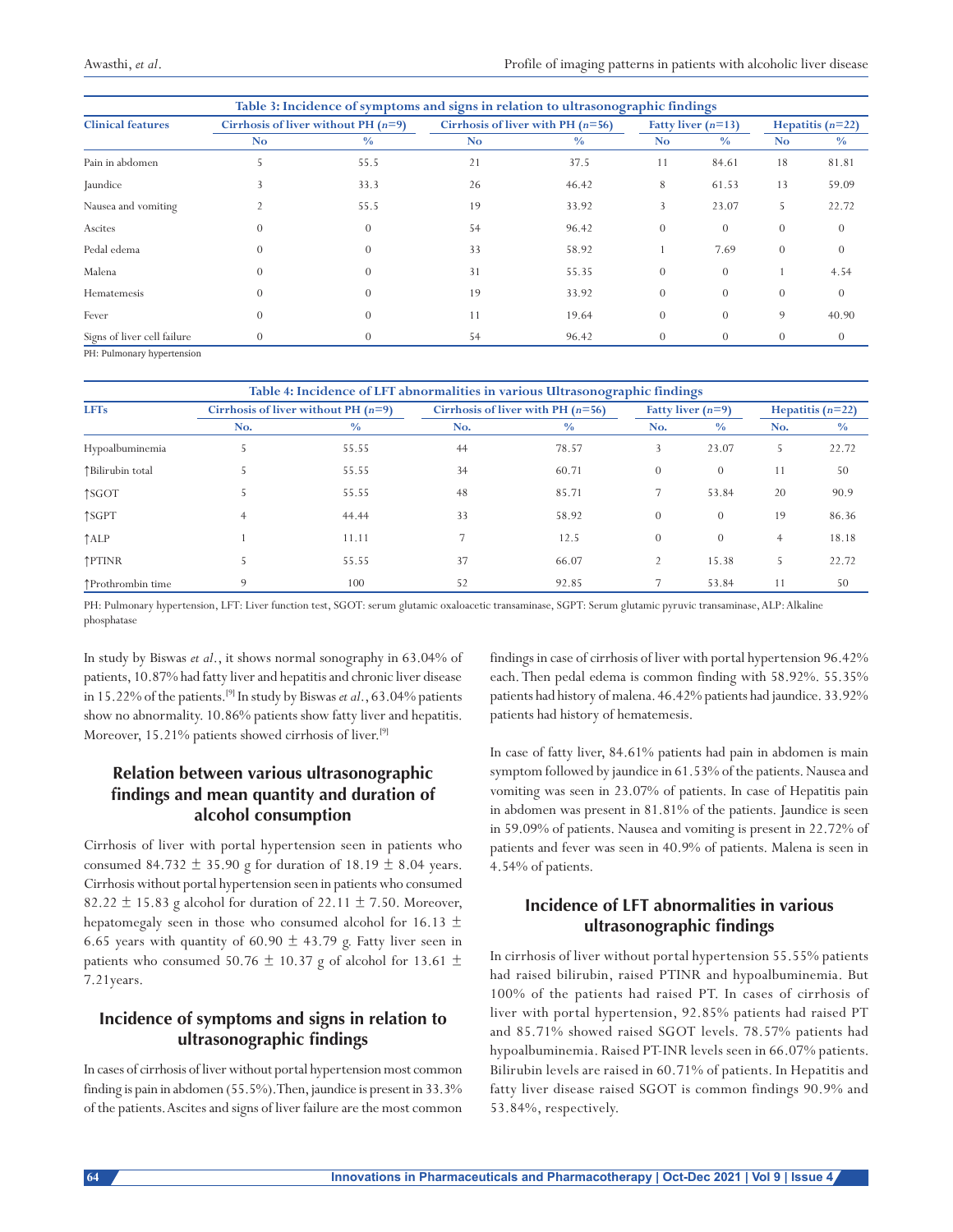**Table 3: Incidence of symptoms and signs in relation to ultrasonographic findings**

| Clinical features | Cirrhosis of liver without PH (*n*=9) | | Cirrhosis of liver with PH (*n*=56) | | Fatty liver (*n*=13) | | Hepatitis (*n*=22) | |
|---|---|---|---|---|---|---|---|---|
| | No | % | No | % | No | % | No | % |
| Pain in abdomen | 5 | 55.5 | 21 | 37.5 | 11 | 84.61 | 18 | 81.81 |
| Jaundice | 3 | 33.3 | 26 | 46.42 | 8 | 61.53 | 13 | 59.09 |
| Nausea and vomiting | 2 | 55.5 | 19 | 33.92 | 3 | 23.07 | 5 | 22.72 |
| Ascites | 0 | 0 | 54 | 96.42 | 0 | 0 | 0 | 0 |
| Pedal edema | 0 | 0 | 33 | 58.92 | 1 | 7.69 | 0 | 0 |
| Malena | 0 | 0 | 31 | 55.35 | 0 | 0 | 1 | 4.54 |
| Hematemesis | 0 | 0 | 19 | 33.92 | 0 | 0 | 0 | 0 |
| Fever | 0 | 0 | 11 | 19.64 | 0 | 0 | 9 | 40.90 |
| Signs of liver cell failure | 0 | 0 | 54 | 96.42 | 0 | 0 | 0 | 0 |

PH: Pulmonary hypertension

**Table 4: Incidence of LFT abnormalities in various Ultrasonographic findings**

| LFTs | Cirrhosis of liver without PH (*n*=9) | | Cirrhosis of liver with PH (*n*=56) | | Fatty liver (*n*=9) | | Hepatitis (*n*=22) | |
|---|---|---|---|---|---|---|---|---|
| | No. | % | No. | % | No. | % | No. | % |
| Hypoalbuminemia | 5 | 55.55 | 44 | 78.57 | 3 | 23.07 | 5 | 22.72 |
| ↑Bilirubin total | 5 | 55.55 | 34 | 60.71 | 0 | 0 | 11 | 50 |
| ↑SGOT | 5 | 55.55 | 48 | 85.71 | 7 | 53.84 | 20 | 90.9 |
| ↑SGPT | 4 | 44.44 | 33 | 58.92 | 0 | 0 | 19 | 86.36 |
| ↑ALP | 1 | 11.11 | 7 | 12.5 | 0 | 0 | 4 | 18.18 |
| ↑PTINR | 5 | 55.55 | 37 | 66.07 | 2 | 15.38 | 5 | 22.72 |
| ↑Prothrombin time | 9 | 100 | 52 | 92.85 | 7 | 53.84 | 11 | 50 |

PH: Pulmonary hypertension, LFT: Liver function test, SGOT: serum glutamic oxaloacetic transaminase, SGPT: Serum glutamic pyruvic transaminase, ALP: Alkaline phosphatase

In study by Biswas *et al.*, it shows normal sonography in 63.04% of patients, 10.87% had fatty liver and hepatitis and chronic liver disease in 15.22% of the patients.[9] In study by Biswas *et al.*, 63.04% patients show no abnormality. 10.86% patients show fatty liver and hepatitis. Moreover, 15.21% patients showed cirrhosis of liver.[9]

## Relation between various ultrasonographic findings and mean quantity and duration of alcohol consumption

Cirrhosis of liver with portal hypertension seen in patients who consumed 84.732 ± 35.90 g for duration of 18.19 ± 8.04 years. Cirrhosis without portal hypertension seen in patients who consumed 82.22 ± 15.83 g alcohol for duration of 22.11 ± 7.50. Moreover, hepatomegaly seen in those who consumed alcohol for 16.13 ± 6.65 years with quantity of 60.90 ± 43.79 g. Fatty liver seen in patients who consumed 50.76 ± 10.37 g of alcohol for 13.61 ± 7.21years.

## Incidence of symptoms and signs in relation to ultrasonographic findings

In cases of cirrhosis of liver without portal hypertension most common finding is pain in abdomen (55.5%). Then, jaundice is present in 33.3% of the patients. Ascites and signs of liver failure are the most common findings in case of cirrhosis of liver with portal hypertension 96.42% each. Then pedal edema is common finding with 58.92%. 55.35% patients had history of malena. 46.42% patients had jaundice. 33.92% patients had history of hematemesis.

In case of fatty liver, 84.61% patients had pain in abdomen is main symptom followed by jaundice in 61.53% of the patients. Nausea and vomiting was seen in 23.07% of patients. In case of Hepatitis pain in abdomen was present in 81.81% of the patients. Jaundice is seen in 59.09% of patients. Nausea and vomiting is present in 22.72% of patients and fever was seen in 40.9% of patients. Malena is seen in 4.54% of patients.

## Incidence of LFT abnormalities in various ultrasonographic findings

In cirrhosis of liver without portal hypertension 55.55% patients had raised bilirubin, raised PTINR and hypoalbuminemia. But 100% of the patients had raised PT. In cases of cirrhosis of liver with portal hypertension, 92.85% patients had raised PT and 85.71% showed raised SGOT levels. 78.57% patients had hypoalbuminemia. Raised PT-INR levels seen in 66.07% patients. Bilirubin levels are raised in 60.71% of patients. In Hepatitis and fatty liver disease raised SGOT is common findings 90.9% and 53.84%, respectively.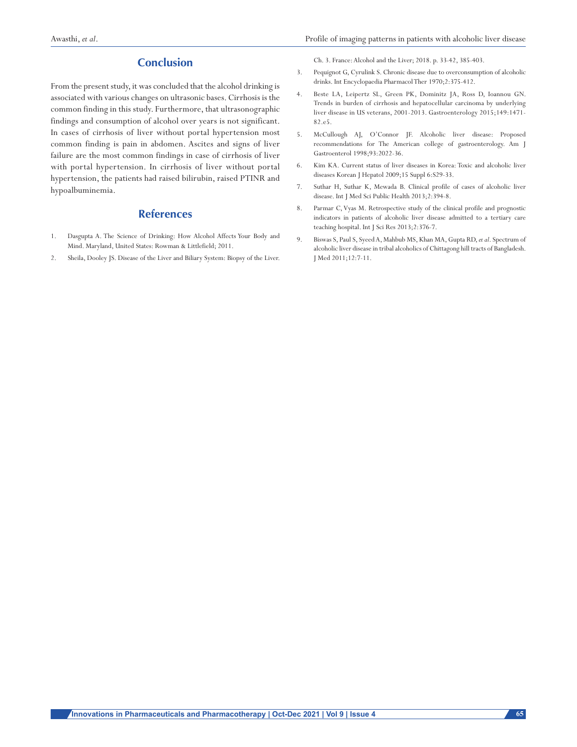## Conclusion

From the present study, it was concluded that the alcohol drinking is associated with various changes on ultrasonic bases. Cirrhosis is the common finding in this study. Furthermore, that ultrasonographic findings and consumption of alcohol over years is not significant. In cases of cirrhosis of liver without portal hypertension most common finding is pain in abdomen. Ascites and signs of liver failure are the most common findings in case of cirrhosis of liver with portal hypertension. In cirrhosis of liver without portal hypertension, the patients had raised bilirubin, raised PTINR and hypoalbuminemia.

## References

1. Dasgupta A. The Science of Drinking: How Alcohol Affects Your Body and Mind. Maryland, United States: Rowman & Littlefield; 2011.
2. Sheila, Dooley JS. Disease of the Liver and Biliary System: Biopsy of the Liver. Ch. 3. France: Alcohol and the Liver; 2018. p. 33-42, 385-403.
3. Pequignot G, Cyrulink S. Chronic disease due to overconsumption of alcoholic drinks. Int Encyclopaedia Pharmacol Ther 1970;2:375-412.
4. Beste LA, Leipertz SL, Green PK, Dominitz JA, Ross D, Ioannou GN. Trends in burden of cirrhosis and hepatocellular carcinoma by underlying liver disease in US veterans, 2001-2013. Gastroenterology 2015;149:1471-82.e5.
5. McCullough AJ, O'Connor JF. Alcoholic liver disease: Proposed recommendations for The American college of gastroenterology. Am J Gastroenterol 1998;93:2022-36.
6. Kim KA. Current status of liver diseases in Korea: Toxic and alcoholic liver diseases Korean J Hepatol 2009;15 Suppl 6:S29-33.
7. Suthar H, Suthar K, Mewada B. Clinical profile of cases of alcoholic liver disease. Int J Med Sci Public Health 2013;2:394-8.
8. Parmar C, Vyas M. Retrospective study of the clinical profile and prognostic indicators in patients of alcoholic liver disease admitted to a tertiary care teaching hospital. Int J Sci Res 2013;2:376-7.
9. Biswas S, Paul S, Syeed A, Mahbub MS, Khan MA, Gupta RD, *et al*. Spectrum of alcoholic liver disease in tribal alcoholics of Chittagong hill tracts of Bangladesh. J Med 2011;12:7-11.